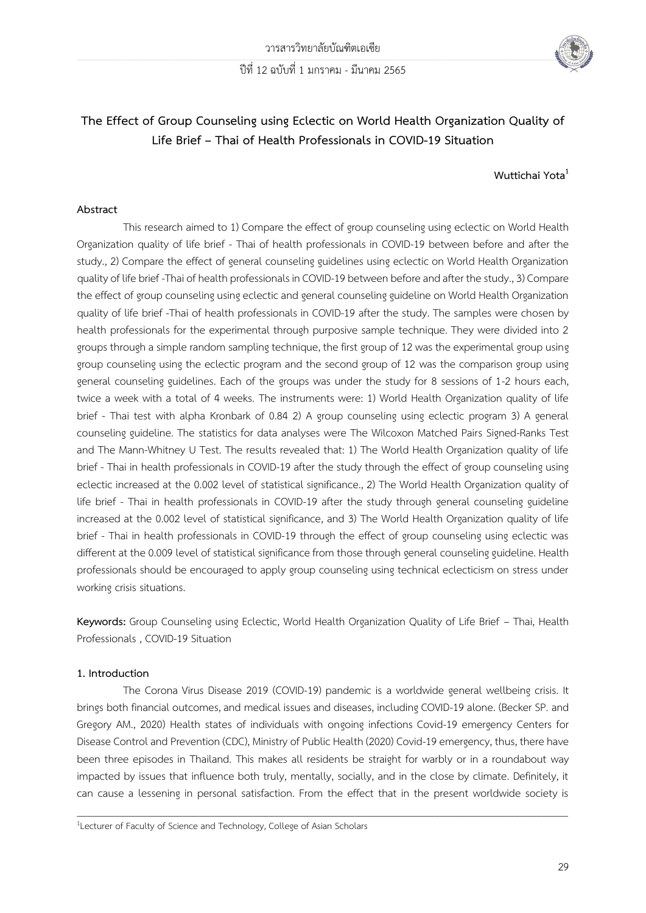# The Effect of Group Counseling using Eclectic on World Health Organization Quality of Life Brief – Thai of Health Professionals in COVID-19 Situation

**Wuttichai Yota[1]**

## Abstract

This research aimed to 1) Compare the effect of group counseling using eclectic on World Health Organization quality of life brief - Thai of health professionals in COVID-19 between before and after the study., 2) Compare the effect of general counseling guidelines using eclectic on World Health Organization quality of life brief -Thai of health professionals in COVID-19 between before and after the study., 3) Compare the effect of group counseling using eclectic and general counseling guideline on World Health Organization quality of life brief -Thai of health professionals in COVID-19 after the study. The samples were chosen by health professionals for the experimental through purposive sample technique. They were divided into 2 groups through a simple random sampling technique, the first group of 12 was the experimental group using group counseling using the eclectic program and the second group of 12 was the comparison group using general counseling guidelines. Each of the groups was under the study for 8 sessions of 1-2 hours each, twice a week with a total of 4 weeks. The instruments were: 1) World Health Organization quality of life brief - Thai test with alpha Kronbark of 0.84 2) A group counseling using eclectic program 3) A general counseling guideline. The statistics for data analyses were The Wilcoxon Matched Pairs Signed-Ranks Test and The Mann-Whitney U Test. The results revealed that: 1) The World Health Organization quality of life brief - Thai in health professionals in COVID-19 after the study through the effect of group counseling using eclectic increased at the 0.002 level of statistical significance., 2) The World Health Organization quality of life brief - Thai in health professionals in COVID-19 after the study through general counseling guideline increased at the 0.002 level of statistical significance, and 3) The World Health Organization quality of life brief - Thai in health professionals in COVID-19 through the effect of group counseling using eclectic was different at the 0.009 level of statistical significance from those through general counseling guideline. Health professionals should be encouraged to apply group counseling using technical eclecticism on stress under working crisis situations.

**Keywords:** Group Counseling using Eclectic, World Health Organization Quality of Life Brief – Thai, Health Professionals , COVID-19 Situation

## 1. Introduction

The Corona Virus Disease 2019 (COVID-19) pandemic is a worldwide general wellbeing crisis. It brings both financial outcomes, and medical issues and diseases, including COVID-19 alone. (Becker SP. and Gregory AM., 2020) Health states of individuals with ongoing infections Covid-19 emergency Centers for Disease Control and Prevention (CDC), Ministry of Public Health (2020) Covid-19 emergency, thus, there have been three episodes in Thailand. This makes all residents be straight for warbly or in a roundabout way impacted by issues that influence both truly, mentally, socially, and in the close by climate. Definitely, it can cause a lessening in personal satisfaction. From the effect that in the present worldwide society is

---

[1]Lecturer of Faculty of Science and Technology, College of Asian Scholars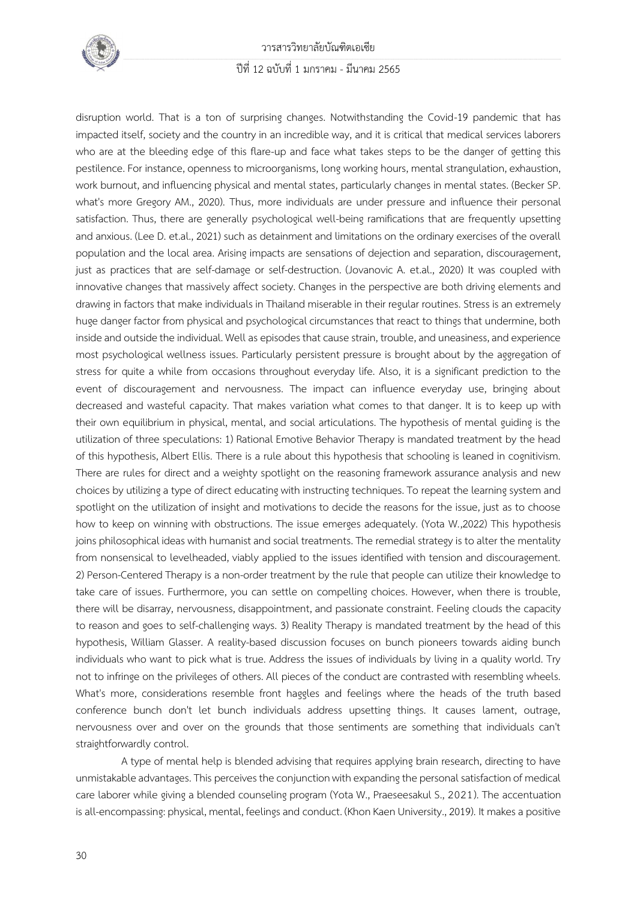disruption world. That is a ton of surprising changes. Notwithstanding the Covid-19 pandemic that has impacted itself, society and the country in an incredible way, and it is critical that medical services laborers who are at the bleeding edge of this flare-up and face what takes steps to be the danger of getting this pestilence. For instance, openness to microorganisms, long working hours, mental strangulation, exhaustion, work burnout, and influencing physical and mental states, particularly changes in mental states. (Becker SP. what's more Gregory AM., 2020). Thus, more individuals are under pressure and influence their personal satisfaction. Thus, there are generally psychological well-being ramifications that are frequently upsetting and anxious. (Lee D. et.al., 2021) such as detainment and limitations on the ordinary exercises of the overall population and the local area. Arising impacts are sensations of dejection and separation, discouragement, just as practices that are self-damage or self-destruction. (Jovanovic A. et.al., 2020) It was coupled with innovative changes that massively affect society. Changes in the perspective are both driving elements and drawing in factors that make individuals in Thailand miserable in their regular routines. Stress is an extremely huge danger factor from physical and psychological circumstances that react to things that undermine, both inside and outside the individual. Well as episodes that cause strain, trouble, and uneasiness, and experience most psychological wellness issues. Particularly persistent pressure is brought about by the aggregation of stress for quite a while from occasions throughout everyday life. Also, it is a significant prediction to the event of discouragement and nervousness. The impact can influence everyday use, bringing about decreased and wasteful capacity. That makes variation what comes to that danger. It is to keep up with their own equilibrium in physical, mental, and social articulations. The hypothesis of mental guiding is the utilization of three speculations: 1) Rational Emotive Behavior Therapy is mandated treatment by the head of this hypothesis, Albert Ellis. There is a rule about this hypothesis that schooling is leaned in cognitivism. There are rules for direct and a weighty spotlight on the reasoning framework assurance analysis and new choices by utilizing a type of direct educating with instructing techniques. To repeat the learning system and spotlight on the utilization of insight and motivations to decide the reasons for the issue, just as to choose how to keep on winning with obstructions. The issue emerges adequately. (Yota W.,2022) This hypothesis joins philosophical ideas with humanist and social treatments. The remedial strategy is to alter the mentality from nonsensical to levelheaded, viably applied to the issues identified with tension and discouragement. 2) Person-Centered Therapy is a non-order treatment by the rule that people can utilize their knowledge to take care of issues. Furthermore, you can settle on compelling choices. However, when there is trouble, there will be disarray, nervousness, disappointment, and passionate constraint. Feeling clouds the capacity to reason and goes to self-challenging ways. 3) Reality Therapy is mandated treatment by the head of this hypothesis, William Glasser. A reality-based discussion focuses on bunch pioneers towards aiding bunch individuals who want to pick what is true. Address the issues of individuals by living in a quality world. Try not to infringe on the privileges of others. All pieces of the conduct are contrasted with resembling wheels. What's more, considerations resemble front haggles and feelings where the heads of the truth based conference bunch don't let bunch individuals address upsetting things. It causes lament, outrage, nervousness over and over on the grounds that those sentiments are something that individuals can't straightforwardly control.

A type of mental help is blended advising that requires applying brain research, directing to have unmistakable advantages. This perceives the conjunction with expanding the personal satisfaction of medical care laborer while giving a blended counseling program (Yota W., Praeseesakul S., 2021). The accentuation is all-encompassing: physical, mental, feelings and conduct. (Khon Kaen University., 2019). It makes a positive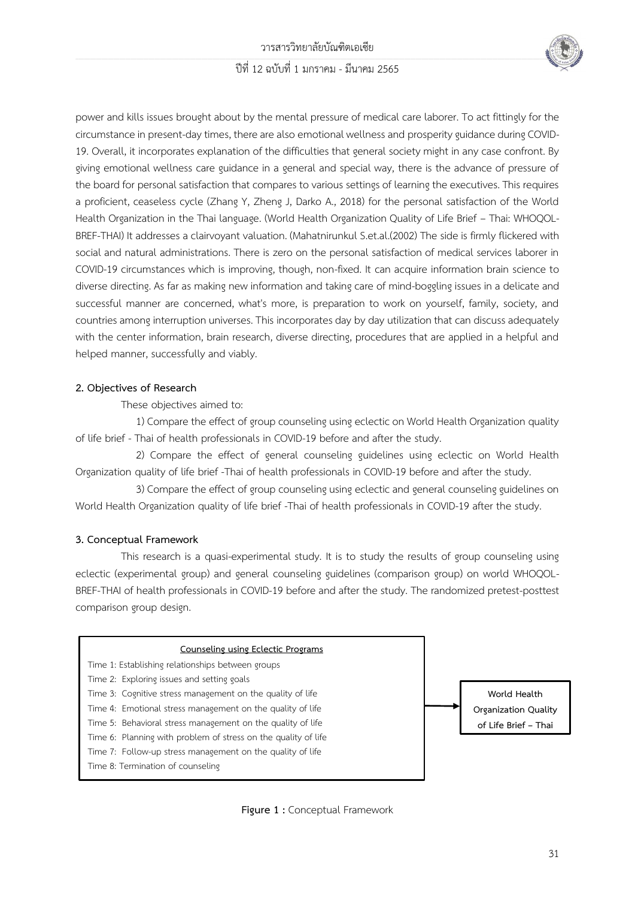power and kills issues brought about by the mental pressure of medical care laborer. To act fittingly for the circumstance in present-day times, there are also emotional wellness and prosperity guidance during COVID-19. Overall, it incorporates explanation of the difficulties that general society might in any case confront. By giving emotional wellness care guidance in a general and special way, there is the advance of pressure of the board for personal satisfaction that compares to various settings of learning the executives. This requires a proficient, ceaseless cycle (Zhang Y, Zheng J, Darko A., 2018) for the personal satisfaction of the World Health Organization in the Thai language. (World Health Organization Quality of Life Brief – Thai: WHOQOL-BREF-THAI) It addresses a clairvoyant valuation. (Mahatnirunkul S.et.al.(2002) The side is firmly flickered with social and natural administrations. There is zero on the personal satisfaction of medical services laborer in COVID-19 circumstances which is improving, though, non-fixed. It can acquire information brain science to diverse directing. As far as making new information and taking care of mind-boggling issues in a delicate and successful manner are concerned, what's more, is preparation to work on yourself, family, society, and countries among interruption universes. This incorporates day by day utilization that can discuss adequately with the center information, brain research, diverse directing, procedures that are applied in a helpful and helped manner, successfully and viably.

## 2. Objectives of Research

These objectives aimed to:

1) Compare the effect of group counseling using eclectic on World Health Organization quality of life brief - Thai of health professionals in COVID-19 before and after the study.

2) Compare the effect of general counseling guidelines using eclectic on World Health Organization quality of life brief -Thai of health professionals in COVID-19 before and after the study.

3) Compare the effect of group counseling using eclectic and general counseling guidelines on World Health Organization quality of life brief -Thai of health professionals in COVID-19 after the study.

## 3. Conceptual Framework

This research is a quasi-experimental study. It is to study the results of group counseling using eclectic (experimental group) and general counseling guidelines (comparison group) on world WHOQOL-BREF-THAI of health professionals in COVID-19 before and after the study. The randomized pretest-posttest comparison group design.

**Counseling using Eclectic Programs**

- Time 1: Establishing relationships between groups
- Time 2: Exploring issues and setting goals
- Time 3: Cognitive stress management on the quality of life
- Time 4: Emotional stress management on the quality of life
- Time 5: Behavioral stress management on the quality of life
- Time 6: Planning with problem of stress on the quality of life
- Time 7: Follow-up stress management on the quality of life
- Time 8: Termination of counseling

→ **World Health Organization Quality of Life Brief – Thai**

**Figure 1 :** Conceptual Framework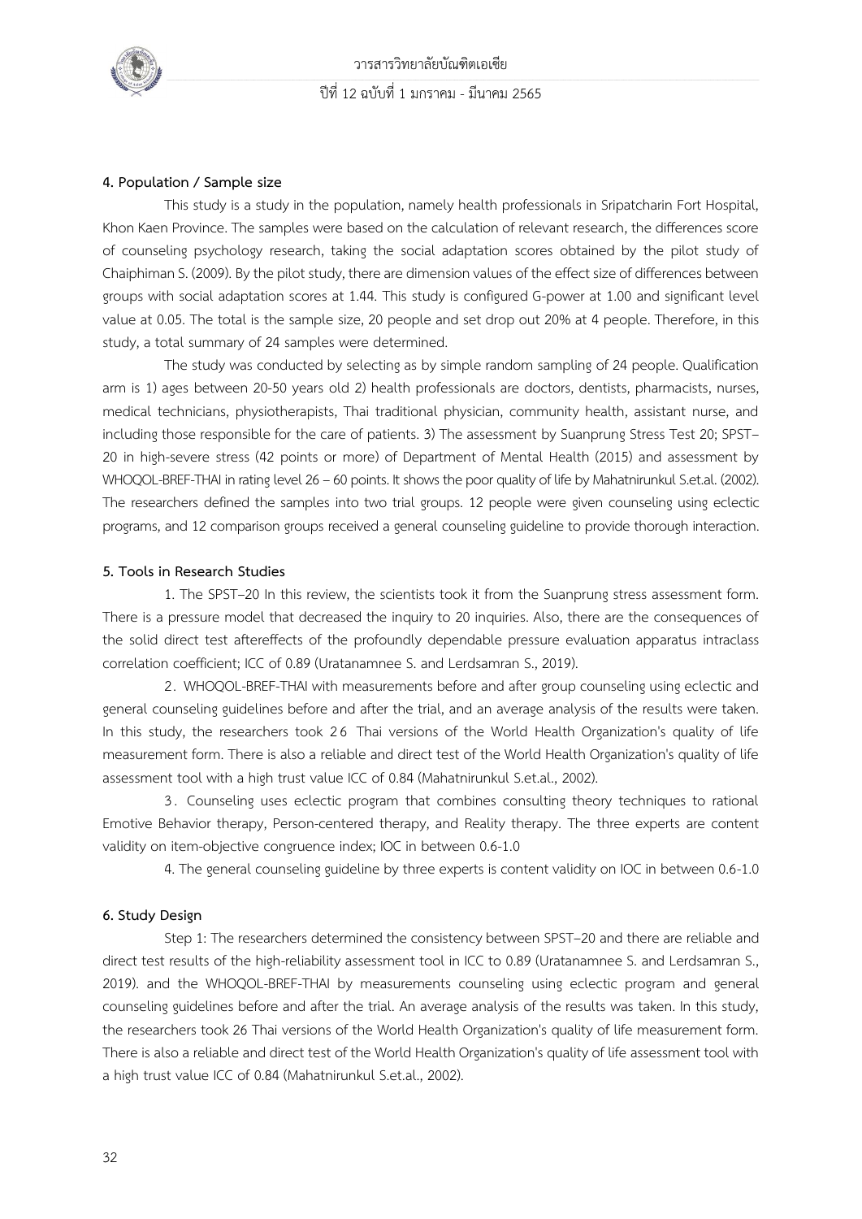**4. Population / Sample size**

This study is a study in the population, namely health professionals in Sripatcharin Fort Hospital, Khon Kaen Province. The samples were based on the calculation of relevant research, the differences score of counseling psychology research, taking the social adaptation scores obtained by the pilot study of Chaiphiman S. (2009). By the pilot study, there are dimension values of the effect size of differences between groups with social adaptation scores at 1.44. This study is configured G-power at 1.00 and significant level value at 0.05. The total is the sample size, 20 people and set drop out 20% at 4 people. Therefore, in this study, a total summary of 24 samples were determined.

The study was conducted by selecting as by simple random sampling of 24 people. Qualification arm is 1) ages between 20-50 years old 2) health professionals are doctors, dentists, pharmacists, nurses, medical technicians, physiotherapists, Thai traditional physician, community health, assistant nurse, and including those responsible for the care of patients. 3) The assessment by Suanprung Stress Test 20; SPST–20 in high-severe stress (42 points or more) of Department of Mental Health (2015) and assessment by WHOQOL-BREF-THAI in rating level 26 – 60 points. It shows the poor quality of life by Mahatnirunkul S.et.al. (2002). The researchers defined the samples into two trial groups. 12 people were given counseling using eclectic programs, and 12 comparison groups received a general counseling guideline to provide thorough interaction.

**5. Tools in Research Studies**

1. The SPST–20 In this review, the scientists took it from the Suanprung stress assessment form. There is a pressure model that decreased the inquiry to 20 inquiries. Also, there are the consequences of the solid direct test aftereffects of the profoundly dependable pressure evaluation apparatus intraclass correlation coefficient; ICC of 0.89 (Uratanamnee S. and Lerdsamran S., 2019).

2. WHOQOL-BREF-THAI with measurements before and after group counseling using eclectic and general counseling guidelines before and after the trial, and an average analysis of the results were taken. In this study, the researchers took 26 Thai versions of the World Health Organization's quality of life measurement form. There is also a reliable and direct test of the World Health Organization's quality of life assessment tool with a high trust value ICC of 0.84 (Mahatnirunkul S.et.al., 2002).

3. Counseling uses eclectic program that combines consulting theory techniques to rational Emotive Behavior therapy, Person-centered therapy, and Reality therapy. The three experts are content validity on item-objective congruence index; IOC in between 0.6-1.0

4. The general counseling guideline by three experts is content validity on IOC in between 0.6-1.0

**6. Study Design**

Step 1: The researchers determined the consistency between SPST–20 and there are reliable and direct test results of the high-reliability assessment tool in ICC to 0.89 (Uratanamnee S. and Lerdsamran S., 2019). and the WHOQOL-BREF-THAI by measurements counseling using eclectic program and general counseling guidelines before and after the trial. An average analysis of the results was taken. In this study, the researchers took 26 Thai versions of the World Health Organization's quality of life measurement form. There is also a reliable and direct test of the World Health Organization's quality of life assessment tool with a high trust value ICC of 0.84 (Mahatnirunkul S.et.al., 2002).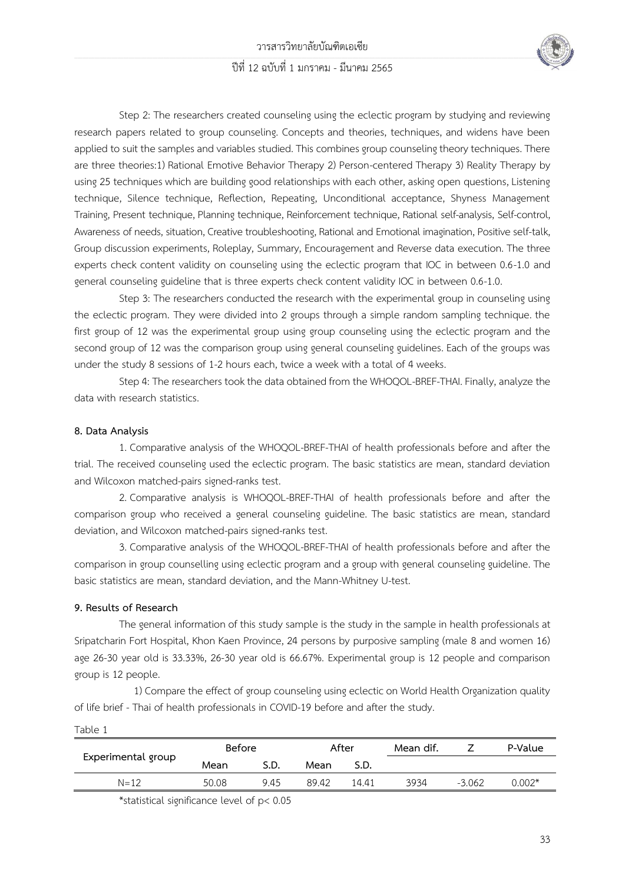Step 2: The researchers created counseling using the eclectic program by studying and reviewing research papers related to group counseling. Concepts and theories, techniques, and widens have been applied to suit the samples and variables studied. This combines group counseling theory techniques. There are three theories:1) Rational Emotive Behavior Therapy 2) Person-centered Therapy 3) Reality Therapy by using 25 techniques which are building good relationships with each other, asking open questions, Listening technique, Silence technique, Reflection, Repeating, Unconditional acceptance, Shyness Management Training, Present technique, Planning technique, Reinforcement technique, Rational self-analysis, Self-control, Awareness of needs, situation, Creative troubleshooting, Rational and Emotional imagination, Positive self-talk, Group discussion experiments, Roleplay, Summary, Encouragement and Reverse data execution. The three experts check content validity on counseling using the eclectic program that IOC in between 0.6-1.0 and general counseling guideline that is three experts check content validity IOC in between 0.6-1.0.

Step 3: The researchers conducted the research with the experimental group in counseling using the eclectic program. They were divided into 2 groups through a simple random sampling technique. the first group of 12 was the experimental group using group counseling using the eclectic program and the second group of 12 was the comparison group using general counseling guidelines. Each of the groups was under the study 8 sessions of 1-2 hours each, twice a week with a total of 4 weeks.

Step 4: The researchers took the data obtained from the WHOQOL-BREF-THAI. Finally, analyze the data with research statistics.

**8. Data Analysis**

1. Comparative analysis of the WHOQOL-BREF-THAI of health professionals before and after the trial. The received counseling used the eclectic program. The basic statistics are mean, standard deviation and Wilcoxon matched-pairs signed-ranks test.

2. Comparative analysis is WHOQOL-BREF-THAI of health professionals before and after the comparison group who received a general counseling guideline. The basic statistics are mean, standard deviation, and Wilcoxon matched-pairs signed-ranks test.

3. Comparative analysis of the WHOQOL-BREF-THAI of health professionals before and after the comparison in group counselling using eclectic program and a group with general counseling guideline. The basic statistics are mean, standard deviation, and the Mann-Whitney U-test.

**9. Results of Research**

The general information of this study sample is the study in the sample in health professionals at Sripatcharin Fort Hospital, Khon Kaen Province, 24 persons by purposive sampling (male 8 and women 16) age 26-30 year old is 33.33%, 26-30 year old is 66.67%. Experimental group is 12 people and comparison group is 12 people.

1) Compare the effect of group counseling using eclectic on World Health Organization quality of life brief - Thai of health professionals in COVID-19 before and after the study.

Table 1

| Experimental group | Before | | After | | Mean dif. | Z | P-Value |
|---|---|---|---|---|---|---|---|
| | Mean | S.D. | Mean | S.D. | | | |
| N=12 | 50.08 | 9.45 | 89.42 | 14.41 | 3934 | -3.062 | 0.002* |

*statistical significance level of $p < 0.05$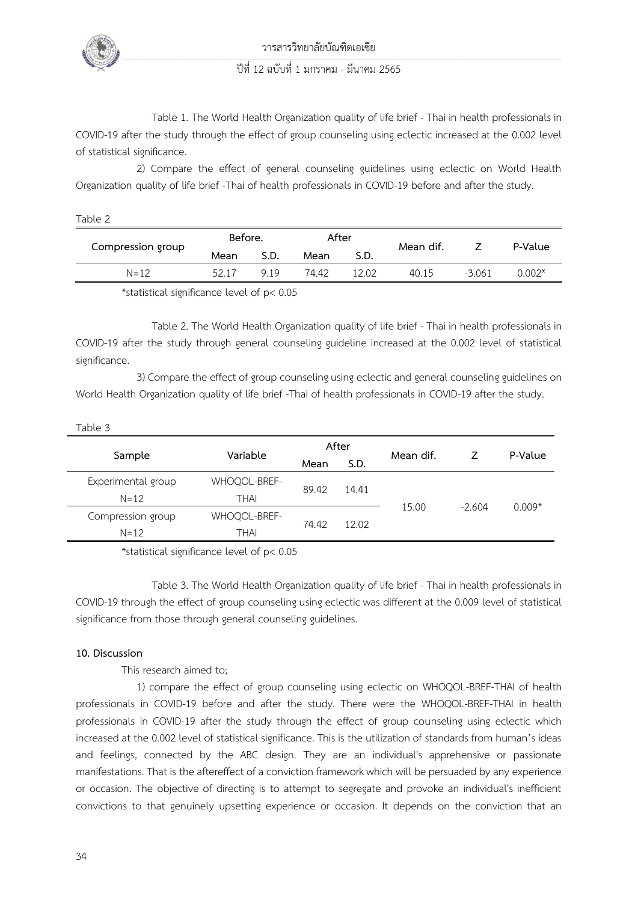Table 1. The World Health Organization quality of life brief - Thai in health professionals in COVID-19 after the study through the effect of group counseling using eclectic increased at the 0.002 level of statistical significance.

2) Compare the effect of general counseling guidelines using eclectic on World Health Organization quality of life brief -Thai of health professionals in COVID-19 before and after the study.

Table 2

| Compression group | Before. | | After | | Mean dif. | Z | P-Value |
|---|---|---|---|---|---|---|---|
| | Mean | S.D. | Mean | S.D. | | | |
| N=12 | 52.17 | 9.19 | 74.42 | 12.02 | 40.15 | -3.061 | 0.002* |

*statistical significance level of $p< 0.05$

Table 2. The World Health Organization quality of life brief - Thai in health professionals in COVID-19 after the study through general counseling guideline increased at the 0.002 level of statistical significance.

3) Compare the effect of group counseling using eclectic and general counseling guidelines on World Health Organization quality of life brief -Thai of health professionals in COVID-19 after the study.

Table 3

| Sample | Variable | After | | Mean dif. | Z | P-Value |
|---|---|---|---|---|---|---|
| | | Mean | S.D. | | | |
| Experimental group N=12 | WHOQOL-BREF-THAI | 89.42 | 14.41 | 15.00 | -2.604 | 0.009* |
| Compression group N=12 | WHOQOL-BREF-THAI | 74.42 | 12.02 | | | |

*statistical significance level of $p< 0.05$

Table 3. The World Health Organization quality of life brief - Thai in health professionals in COVID-19 through the effect of group counseling using eclectic was different at the 0.009 level of statistical significance from those through general counseling guidelines.

**10. Discussion**

This research aimed to;

1) compare the effect of group counseling using eclectic on WHOQOL-BREF-THAI of health professionals in COVID-19 before and after the study. There were the WHOQOL-BREF-THAI in health professionals in COVID-19 after the study through the effect of group counseling using eclectic which increased at the 0.002 level of statistical significance. This is the utilization of standards from human's ideas and feelings, connected by the ABC design. They are an individual's apprehensive or passionate manifestations. That is the aftereffect of a conviction framework which will be persuaded by any experience or occasion. The objective of directing is to attempt to segregate and provoke an individual's inefficient convictions to that genuinely upsetting experience or occasion. It depends on the conviction that an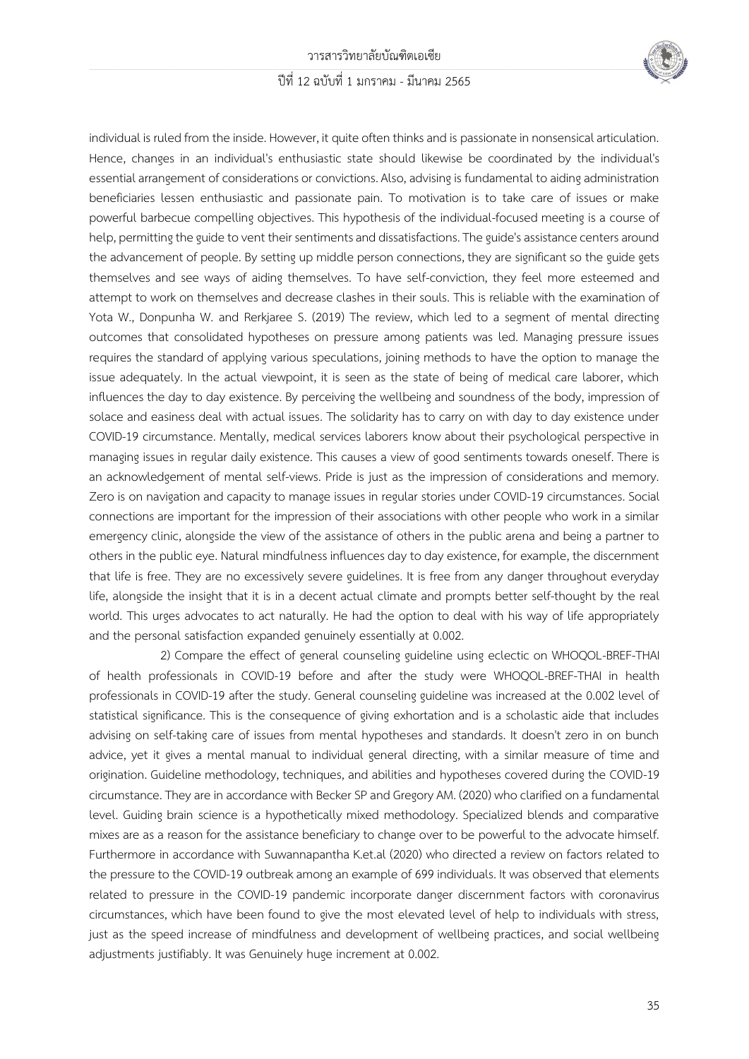individual is ruled from the inside. However, it quite often thinks and is passionate in nonsensical articulation. Hence, changes in an individual's enthusiastic state should likewise be coordinated by the individual's essential arrangement of considerations or convictions. Also, advising is fundamental to aiding administration beneficiaries lessen enthusiastic and passionate pain. To motivation is to take care of issues or make powerful barbecue compelling objectives. This hypothesis of the individual-focused meeting is a course of help, permitting the guide to vent their sentiments and dissatisfactions. The guide's assistance centers around the advancement of people. By setting up middle person connections, they are significant so the guide gets themselves and see ways of aiding themselves. To have self-conviction, they feel more esteemed and attempt to work on themselves and decrease clashes in their souls. This is reliable with the examination of Yota W., Donpunha W. and Rerkjaree S. (2019) The review, which led to a segment of mental directing outcomes that consolidated hypotheses on pressure among patients was led. Managing pressure issues requires the standard of applying various speculations, joining methods to have the option to manage the issue adequately. In the actual viewpoint, it is seen as the state of being of medical care laborer, which influences the day to day existence. By perceiving the wellbeing and soundness of the body, impression of solace and easiness deal with actual issues. The solidarity has to carry on with day to day existence under COVID-19 circumstance. Mentally, medical services laborers know about their psychological perspective in managing issues in regular daily existence. This causes a view of good sentiments towards oneself. There is an acknowledgement of mental self-views. Pride is just as the impression of considerations and memory. Zero is on navigation and capacity to manage issues in regular stories under COVID-19 circumstances. Social connections are important for the impression of their associations with other people who work in a similar emergency clinic, alongside the view of the assistance of others in the public arena and being a partner to others in the public eye. Natural mindfulness influences day to day existence, for example, the discernment that life is free. They are no excessively severe guidelines. It is free from any danger throughout everyday life, alongside the insight that it is in a decent actual climate and prompts better self-thought by the real world. This urges advocates to act naturally. He had the option to deal with his way of life appropriately and the personal satisfaction expanded genuinely essentially at 0.002.

2) Compare the effect of general counseling guideline using eclectic on WHOQOL-BREF-THAI of health professionals in COVID-19 before and after the study were WHOQOL-BREF-THAI in health professionals in COVID-19 after the study. General counseling guideline was increased at the 0.002 level of statistical significance. This is the consequence of giving exhortation and is a scholastic aide that includes advising on self-taking care of issues from mental hypotheses and standards. It doesn't zero in on bunch advice, yet it gives a mental manual to individual general directing, with a similar measure of time and origination. Guideline methodology, techniques, and abilities and hypotheses covered during the COVID-19 circumstance. They are in accordance with Becker SP and Gregory AM. (2020) who clarified on a fundamental level. Guiding brain science is a hypothetically mixed methodology. Specialized blends and comparative mixes are as a reason for the assistance beneficiary to change over to be powerful to the advocate himself. Furthermore in accordance with Suwannapantha K.et.al (2020) who directed a review on factors related to the pressure to the COVID-19 outbreak among an example of 699 individuals. It was observed that elements related to pressure in the COVID-19 pandemic incorporate danger discernment factors with coronavirus circumstances, which have been found to give the most elevated level of help to individuals with stress, just as the speed increase of mindfulness and development of wellbeing practices, and social wellbeing adjustments justifiably. It was Genuinely huge increment at 0.002.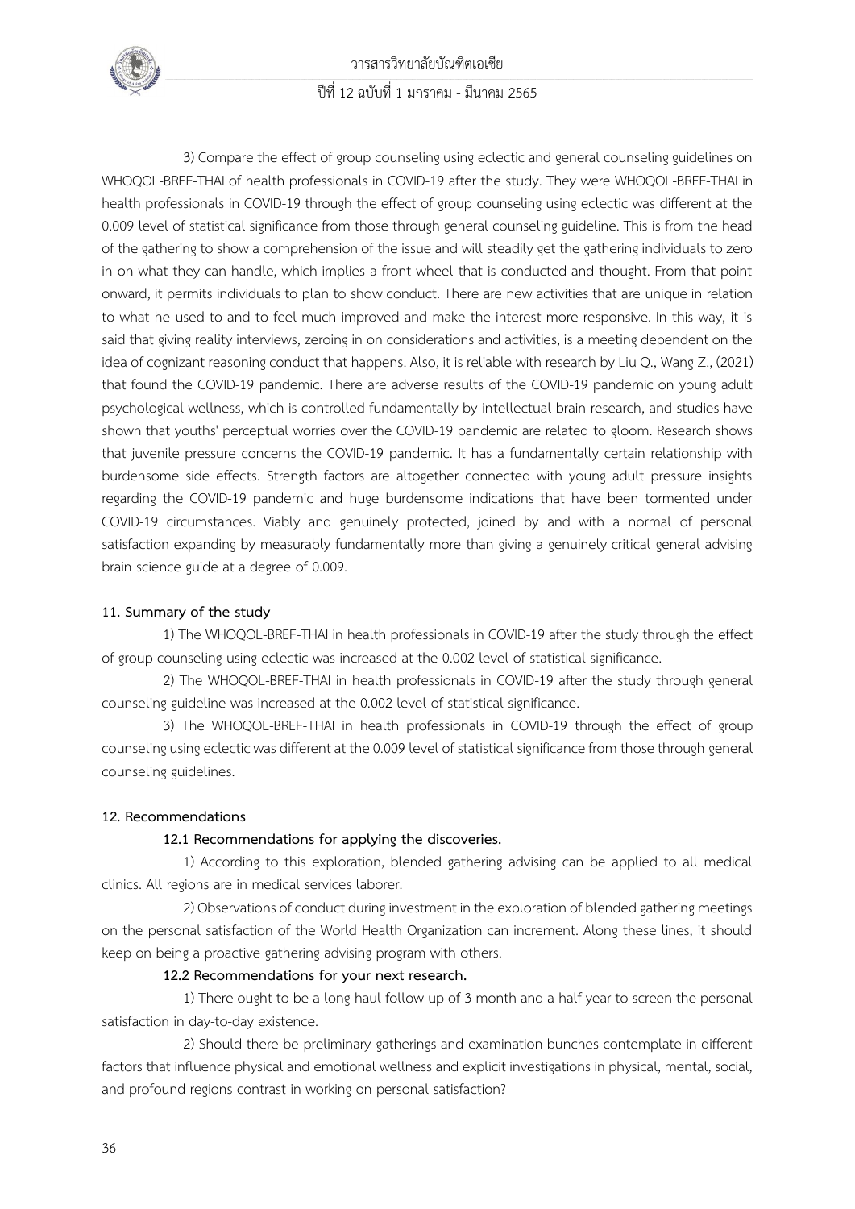3) Compare the effect of group counseling using eclectic and general counseling guidelines on WHOQOL-BREF-THAI of health professionals in COVID-19 after the study. They were WHOQOL-BREF-THAI in health professionals in COVID-19 through the effect of group counseling using eclectic was different at the 0.009 level of statistical significance from those through general counseling guideline. This is from the head of the gathering to show a comprehension of the issue and will steadily get the gathering individuals to zero in on what they can handle, which implies a front wheel that is conducted and thought. From that point onward, it permits individuals to plan to show conduct. There are new activities that are unique in relation to what he used to and to feel much improved and make the interest more responsive. In this way, it is said that giving reality interviews, zeroing in on considerations and activities, is a meeting dependent on the idea of cognizant reasoning conduct that happens. Also, it is reliable with research by Liu Q., Wang Z., (2021) that found the COVID-19 pandemic. There are adverse results of the COVID-19 pandemic on young adult psychological wellness, which is controlled fundamentally by intellectual brain research, and studies have shown that youths' perceptual worries over the COVID-19 pandemic are related to gloom. Research shows that juvenile pressure concerns the COVID-19 pandemic. It has a fundamentally certain relationship with burdensome side effects. Strength factors are altogether connected with young adult pressure insights regarding the COVID-19 pandemic and huge burdensome indications that have been tormented under COVID-19 circumstances. Viably and genuinely protected, joined by and with a normal of personal satisfaction expanding by measurably fundamentally more than giving a genuinely critical general advising brain science guide at a degree of 0.009.

**11. Summary of the study**

1) The WHOQOL-BREF-THAI in health professionals in COVID-19 after the study through the effect of group counseling using eclectic was increased at the 0.002 level of statistical significance.

2) The WHOQOL-BREF-THAI in health professionals in COVID-19 after the study through general counseling guideline was increased at the 0.002 level of statistical significance.

3) The WHOQOL-BREF-THAI in health professionals in COVID-19 through the effect of group counseling using eclectic was different at the 0.009 level of statistical significance from those through general counseling guidelines.

**12. Recommendations**

**12.1 Recommendations for applying the discoveries.**

1) According to this exploration, blended gathering advising can be applied to all medical clinics. All regions are in medical services laborer.

2) Observations of conduct during investment in the exploration of blended gathering meetings on the personal satisfaction of the World Health Organization can increment. Along these lines, it should keep on being a proactive gathering advising program with others.

**12.2 Recommendations for your next research.**

1) There ought to be a long-haul follow-up of 3 month and a half year to screen the personal satisfaction in day-to-day existence.

2) Should there be preliminary gatherings and examination bunches contemplate in different factors that influence physical and emotional wellness and explicit investigations in physical, mental, social, and profound regions contrast in working on personal satisfaction?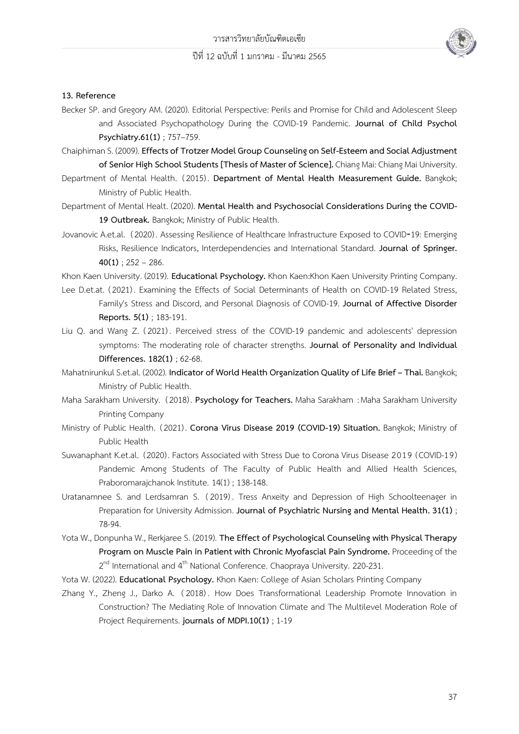**13. Reference**

Becker SP. and Gregory AM. (2020). Editorial Perspective: Perils and Promise for Child and Adolescent Sleep and Associated Psychopathology During the COVID-19 Pandemic. **Journal of Child Psychol Psychiatry.61(1)** ; 757–759.

Chaiphiman S. (2009). **Effects of Trotzer Model Group Counseling on Self-Esteem and Social Adjustment of Senior High School Students [Thesis of Master of Science].** Chiang Mai: Chiang Mai University.

Department of Mental Health. (2015). **Department of Mental Health Measurement Guide.** Bangkok; Ministry of Public Health.

Department of Mental Healt. (2020). **Mental Health and Psychosocial Considerations During the COVID-19 Outbreak.** Bangkok; Ministry of Public Health.

Jovanovic A.et.al. (2020). Assessing Resilience of Healthcare Infrastructure Exposed to COVID-19: Emerging Risks, Resilience Indicators, Interdependencies and International Standard. **Journal of Springer. 40(1)** ; 252 – 286.

Khon Kaen University. (2019). **Educational Psychology.** Khon Kaen:Khon Kaen University Printing Company.

Lee D.et.at. (2021). Examining the Effects of Social Determinants of Health on COVID-19 Related Stress, Family's Stress and Discord, and Personal Diagnosis of COVID-19. **Journal of Affective Disorder Reports. 5(1)** ; 183-191.

Liu Q. and Wang Z. (2021). Perceived stress of the COVID-19 pandemic and adolescents' depression symptoms: The moderating role of character strengths. **Journal of Personality and Individual Differences. 182(1)** ; 62-68.

Mahatnirunkul S.et.al. (2002). **Indicator of World Health Organization Quality of Life Brief – Thai.** Bangkok; Ministry of Public Health.

Maha Sarakham University. (2018). **Psychology for Teachers.** Maha Sarakham : Maha Sarakham University Printing Company

Ministry of Public Health. (2021). **Corona Virus Disease 2019 (COVID-19) Situation.** Bangkok; Ministry of Public Health

Suwanaphant K.et.al. (2020). Factors Associated with Stress Due to Corona Virus Disease 2019 (COVID-19) Pandemic Among Students of The Faculty of Public Health and Allied Health Sciences, Praboromarajchanok Institute. 14(1) ; 138-148.

Uratanamnee S. and Lerdsamran S. (2019). Tress Anxeity and Depression of High Schoolteenager in Preparation for University Admission. **Journal of Psychiatric Nursing and Mental Health. 31(1)** ; 78-94.

Yota W., Donpunha W., Rerkjaree S. (2019). **The Effect of Psychological Counseling with Physical Therapy Program on Muscle Pain in Patient with Chronic Myofascial Pain Syndrome.** Proceeding of the 2nd International and 4th National Conference. Chaopraya University. 220-231.

Yota W. (2022). **Educational Psychology.** Khon Kaen: College of Asian Scholars Printing Company

Zhang Y., Zheng J., Darko A. (2018). How Does Transformational Leadership Promote Innovation in Construction? The Mediating Role of Innovation Climate and The Multilevel Moderation Role of Project Requirements. **journals of MDPI.10(1)** ; 1-19